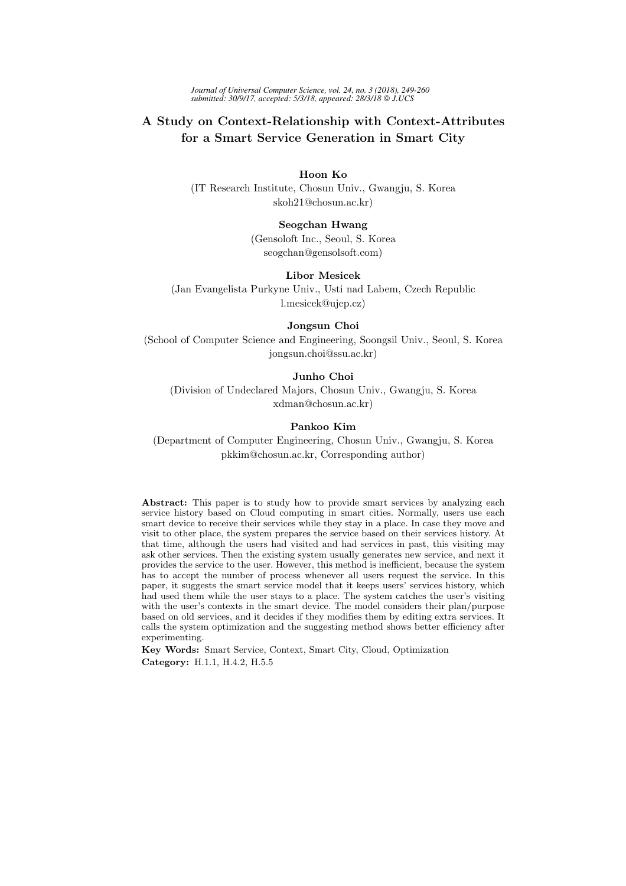# A Study on Context-Relationship with Context-Attributes for a Smart Service Generation in Smart City

**Hoon Ko**
(IT Research Institute, Chosun Univ., Gwangju, S. Korea
skoh21@chosun.ac.kr)

**Seogchan Hwang**
(Gensoloft Inc., Seoul, S. Korea
seogchan@gensolsoft.com)

**Libor Mesicek**
(Jan Evangelista Purkyne Univ., Usti nad Labem, Czech Republic
l.mesicek@ujep.cz)

**Jongsun Choi**
(School of Computer Science and Engineering, Soongsil Univ., Seoul, S. Korea
jongsun.choi@ssu.ac.kr)

**Junho Choi**
(Division of Undeclared Majors, Chosun Univ., Gwangju, S. Korea
xdman@chosun.ac.kr)

**Pankoo Kim**
(Department of Computer Engineering, Chosun Univ., Gwangju, S. Korea
pkkim@chosun.ac.kr, Corresponding author)

**Abstract:** This paper is to study how to provide smart services by analyzing each service history based on Cloud computing in smart cities. Normally, users use each smart device to receive their services while they stay in a place. In case they move and visit to other place, the system prepares the service based on their services history. At that time, although the users had visited and had services in past, this visiting may ask other services. Then the existing system usually generates new service, and next it provides the service to the user. However, this method is inefficient, because the system has to accept the number of process whenever all users request the service. In this paper, it suggests the smart service model that it keeps users' services history, which had used them while the user stays to a place. The system catches the user's visiting with the user's contexts in the smart device. The model considers their plan/purpose based on old services, and it decides if they modifies them by editing extra services. It calls the system optimization and the suggesting method shows better efficiency after experimenting.

**Key Words:** Smart Service, Context, Smart City, Cloud, Optimization

**Category:** H.1.1, H.4.2, H.5.5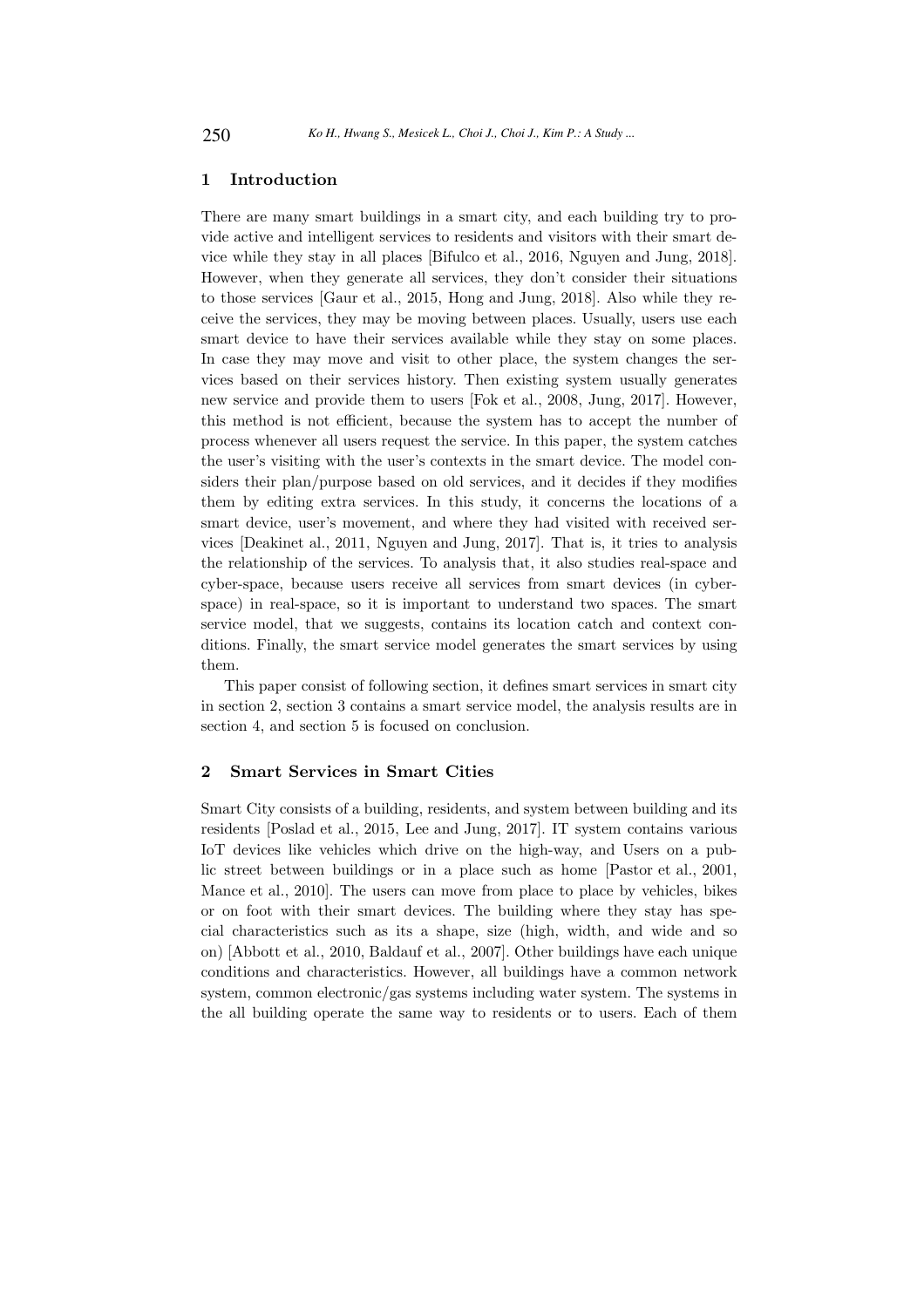## 1 Introduction

There are many smart buildings in a smart city, and each building try to provide active and intelligent services to residents and visitors with their smart device while they stay in all places [Bifulco et al., 2016, Nguyen and Jung, 2018]. However, when they generate all services, they don't consider their situations to those services [Gaur et al., 2015, Hong and Jung, 2018]. Also while they receive the services, they may be moving between places. Usually, users use each smart device to have their services available while they stay on some places. In case they may move and visit to other place, the system changes the services based on their services history. Then existing system usually generates new service and provide them to users [Fok et al., 2008, Jung, 2017]. However, this method is not efficient, because the system has to accept the number of process whenever all users request the service. In this paper, the system catches the user's visiting with the user's contexts in the smart device. The model considers their plan/purpose based on old services, and it decides if they modifies them by editing extra services. In this study, it concerns the locations of a smart device, user's movement, and where they had visited with received services [Deakinet al., 2011, Nguyen and Jung, 2017]. That is, it tries to analysis the relationship of the services. To analysis that, it also studies real-space and cyber-space, because users receive all services from smart devices (in cyber-space) in real-space, so it is important to understand two spaces. The smart service model, that we suggests, contains its location catch and context conditions. Finally, the smart service model generates the smart services by using them.

This paper consist of following section, it defines smart services in smart city in section 2, section 3 contains a smart service model, the analysis results are in section 4, and section 5 is focused on conclusion.

## 2 Smart Services in Smart Cities

Smart City consists of a building, residents, and system between building and its residents [Poslad et al., 2015, Lee and Jung, 2017]. IT system contains various IoT devices like vehicles which drive on the high-way, and Users on a public street between buildings or in a place such as home [Pastor et al., 2001, Mance et al., 2010]. The users can move from place to place by vehicles, bikes or on foot with their smart devices. The building where they stay has special characteristics such as its a shape, size (high, width, and wide and so on) [Abbott et al., 2010, Baldauf et al., 2007]. Other buildings have each unique conditions and characteristics. However, all buildings have a common network system, common electronic/gas systems including water system. The systems in the all building operate the same way to residents or to users. Each of them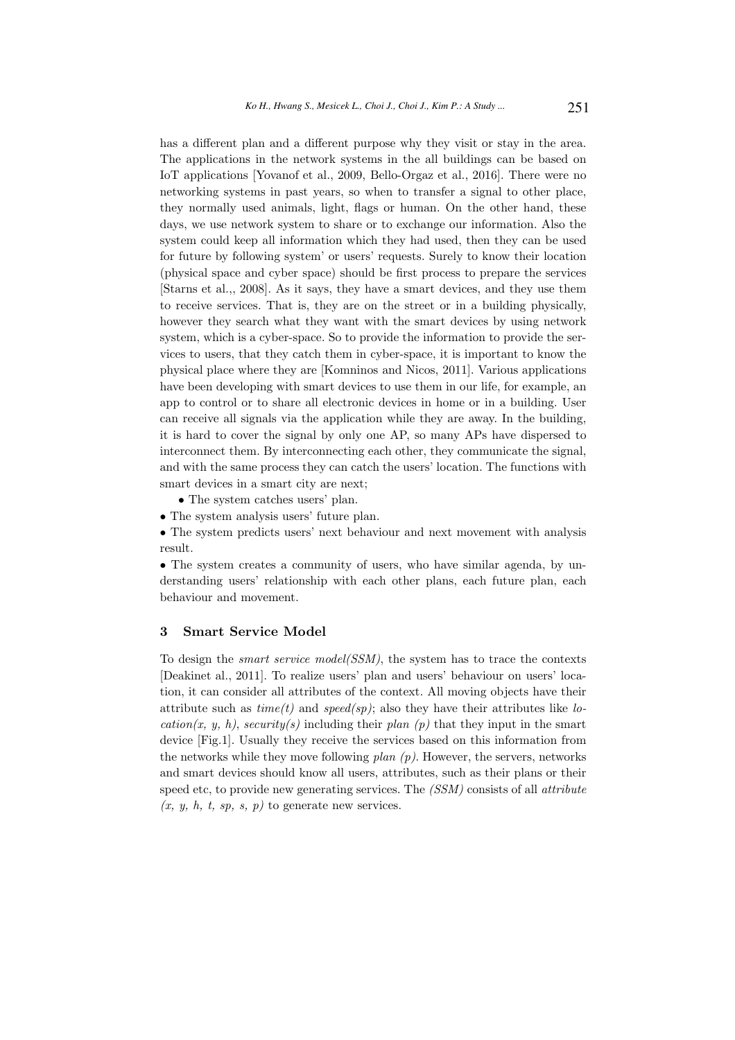has a different plan and a different purpose why they visit or stay in the area. The applications in the network systems in the all buildings can be based on IoT applications [Yovanof et al., 2009, Bello-Orgaz et al., 2016]. There were no networking systems in past years, so when to transfer a signal to other place, they normally used animals, light, flags or human. On the other hand, these days, we use network system to share or to exchange our information. Also the system could keep all information which they had used, then they can be used for future by following system' or users' requests. Surely to know their location (physical space and cyber space) should be first process to prepare the services [Starns et al.,, 2008]. As it says, they have a smart devices, and they use them to receive services. That is, they are on the street or in a building physically, however they search what they want with the smart devices by using network system, which is a cyber-space. So to provide the information to provide the services to users, that they catch them in cyber-space, it is important to know the physical place where they are [Komninos and Nicos, 2011]. Various applications have been developing with smart devices to use them in our life, for example, an app to control or to share all electronic devices in home or in a building. User can receive all signals via the application while they are away. In the building, it is hard to cover the signal by only one AP, so many APs have dispersed to interconnect them. By interconnecting each other, they communicate the signal, and with the same process they can catch the users' location. The functions with smart devices in a smart city are next;

- The system catches users' plan.
- The system analysis users' future plan.
- The system predicts users' next behaviour and next movement with analysis result.
- The system creates a community of users, who have similar agenda, by understanding users' relationship with each other plans, each future plan, each behaviour and movement.

## 3 Smart Service Model

To design the *smart service model(SSM)*, the system has to trace the contexts [Deakinet al., 2011]. To realize users' plan and users' behaviour on users' location, it can consider all attributes of the context. All moving objects have their attribute such as *time(t)* and *speed(sp)*; also they have their attributes like *location(x, y, h)*, *security(s)* including their *plan (p)* that they input in the smart device [Fig.1]. Usually they receive the services based on this information from the networks while they move following *plan (p)*. However, the servers, networks and smart devices should know all users, attributes, such as their plans or their speed etc, to provide new generating services. The *(SSM)* consists of all *attribute (x, y, h, t, sp, s, p)* to generate new services.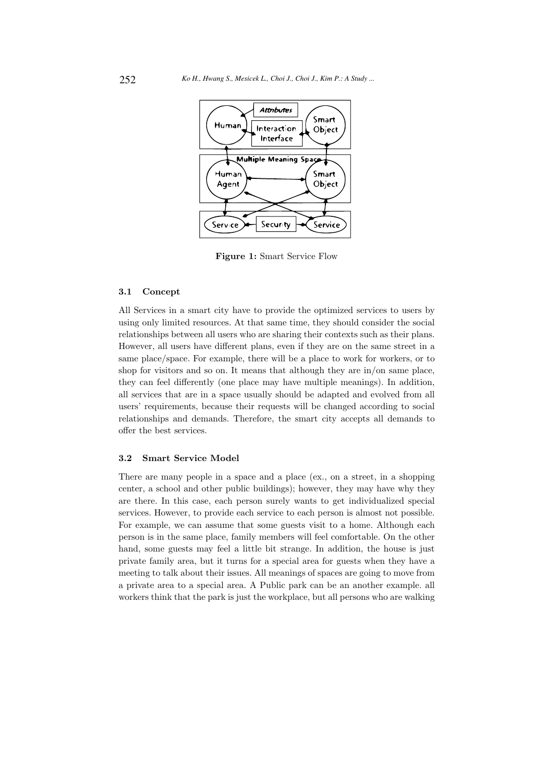**Figure 1:** Smart Service Flow

### 3.1 Concept

All Services in a smart city have to provide the optimized services to users by using only limited resources. At that same time, they should consider the social relationships between all users who are sharing their contexts such as their plans. However, all users have different plans, even if they are on the same street in a same place/space. For example, there will be a place to work for workers, or to shop for visitors and so on. It means that although they are in/on same place, they can feel differently (one place may have multiple meanings). In addition, all services that are in a space usually should be adapted and evolved from all users' requirements, because their requests will be changed according to social relationships and demands. Therefore, the smart city accepts all demands to offer the best services.

### 3.2 Smart Service Model

There are many people in a space and a place (ex., on a street, in a shopping center, a school and other public buildings); however, they may have why they are there. In this case, each person surely wants to get individualized special services. However, to provide each service to each person is almost not possible. For example, we can assume that some guests visit to a home. Although each person is in the same place, family members will feel comfortable. On the other hand, some guests may feel a little bit strange. In addition, the house is just private family area, but it turns for a special area for guests when they have a meeting to talk about their issues. All meanings of spaces are going to move from a private area to a special area. A Public park can be an another example. all workers think that the park is just the workplace, but all persons who are walking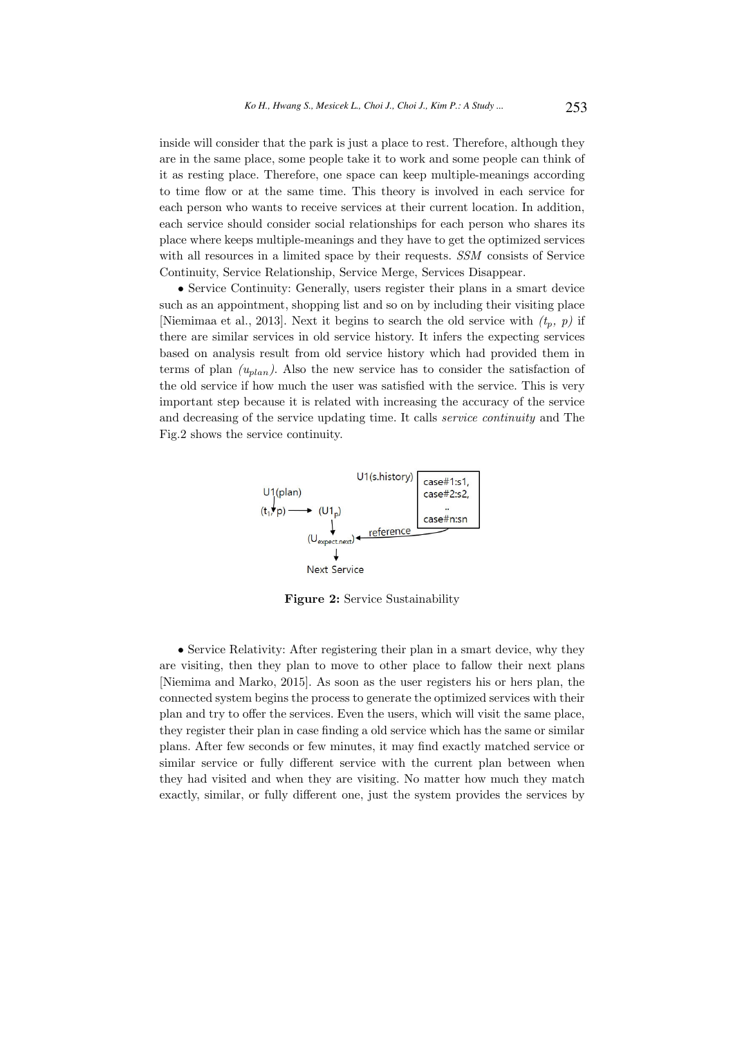inside will consider that the park is just a place to rest. Therefore, although they are in the same place, some people take it to work and some people can think of it as resting place. Therefore, one space can keep multiple-meanings according to time flow or at the same time. This theory is involved in each service for each person who wants to receive services at their current location. In addition, each service should consider social relationships for each person who shares its place where keeps multiple-meanings and they have to get the optimized services with all resources in a limited space by their requests. *SSM* consists of Service Continuity, Service Relationship, Service Merge, Services Disappear.

• Service Continuity: Generally, users register their plans in a smart device such as an appointment, shopping list and so on by including their visiting place [Niemimaa et al., 2013]. Next it begins to search the old service with $(t_p,\ p)$ if there are similar services in old service history. It infers the expecting services based on analysis result from old service history which had provided them in terms of plan $(u_{plan})$. Also the new service has to consider the satisfaction of the old service if how much the user was satisfied with the service. This is very important step because it is related with increasing the accuracy of the service and decreasing of the service updating time. It calls *service continuity* and The Fig.2 shows the service continuity.

U1(plan)

$(t_1, p) \longrightarrow (U1_p)$

$(U_{expect.next})$ ← reference — U1(s.history): case#1:s1, case#2:s2, .., case#n:sn

Next Service

**Figure 2:** Service Sustainability

• Service Relativity: After registering their plan in a smart device, why they are visiting, then they plan to move to other place to fallow their next plans [Niemima and Marko, 2015]. As soon as the user registers his or hers plan, the connected system begins the process to generate the optimized services with their plan and try to offer the services. Even the users, which will visit the same place, they register their plan in case finding a old service which has the same or similar plans. After few seconds or few minutes, it may find exactly matched service or similar service or fully different service with the current plan between when they had visited and when they are visiting. No matter how much they match exactly, similar, or fully different one, just the system provides the services by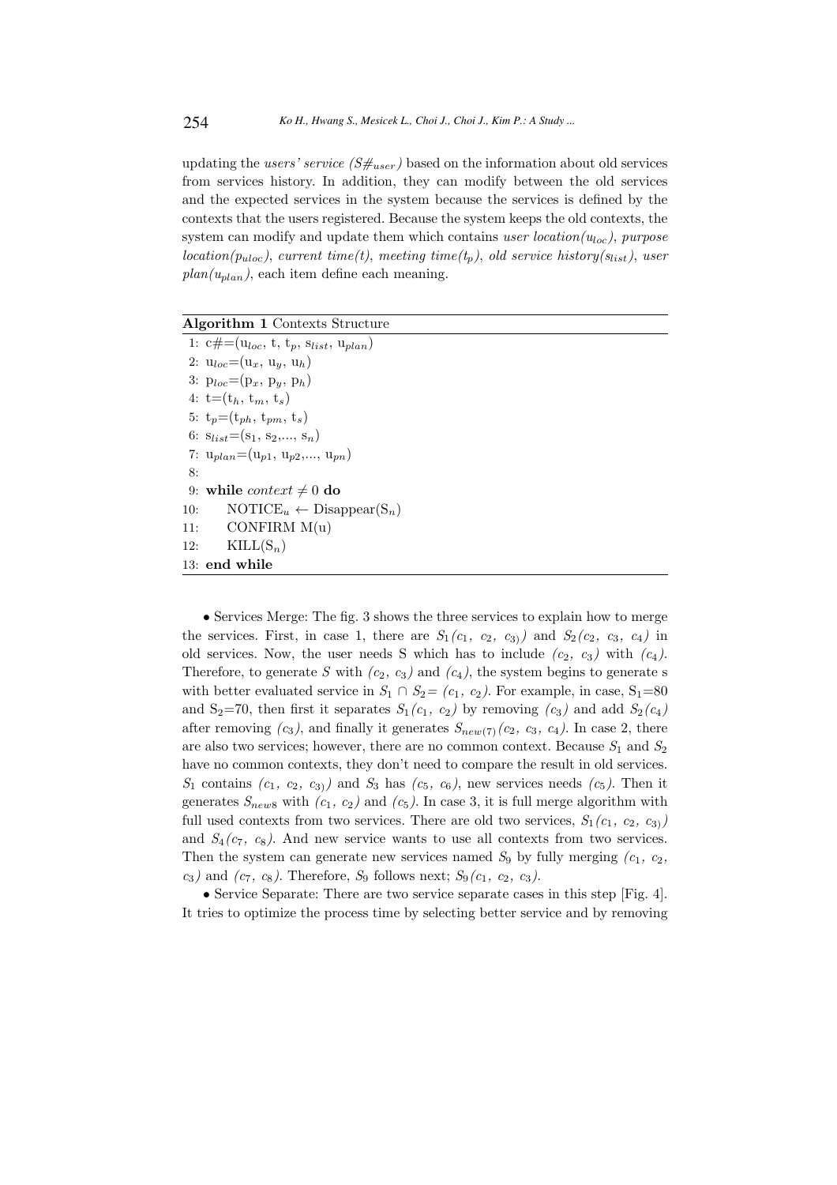updating the *users' service ($S\#_{user}$)* based on the information about old services from services history. In addition, they can modify between the old services and the expected services in the system because the services is defined by the contexts that the users registered. Because the system keeps the old contexts, the system can modify and update them which contains *user location($u_{loc}$)*, *purpose location($p_{uloc}$)*, *current time(t)*, *meeting time($t_p$)*, *old service history($s_{list}$)*, *user plan($u_{plan}$)*, each item define each meaning.

**Algorithm 1** Contexts Structure

```
1:  c#=(u_loc, t, t_p, s_list, u_plan)
2:  u_loc=(u_x, u_y, u_h)
3:  p_loc=(p_x, p_y, p_h)
4:  t=(t_h, t_m, t_s)
5:  t_p=(t_ph, t_pm, t_s)
6:  s_list=(s_1, s_2,..., s_n)
7:  u_plan=(u_p1, u_p2,..., u_pn)
8:
9:  while context ≠ 0 do
10:     NOTICE_u ← Disappear(S_n)
11:     CONFIRM M(u)
12:     KILL(S_n)
13: end while
```

• Services Merge: The fig. 3 shows the three services to explain how to merge the services. First, in case 1, there are $S_1(c_1,\ c_2,\ c_3)$ and $S_2(c_2,\ c_3,\ c_4)$ in old services. Now, the user needs S which has to include $(c_2,\ c_3)$ with $(c_4)$. Therefore, to generate $S$ with $(c_2,\ c_3)$ and $(c_4)$, the system begins to generate s with better evaluated service in $S_1 \cap S_2 = (c_1,\ c_2)$. For example, in case, $S_1$=80 and $S_2$=70, then first it separates $S_1(c_1,\ c_2)$ by removing $(c_3)$ and add $S_2(c_4)$ after removing $(c_3)$, and finally it generates $S_{new(7)}(c_2,\ c_3,\ c_4)$. In case 2, there are also two services; however, there are no common context. Because $S_1$ and $S_2$ have no common contexts, they don't need to compare the result in old services. $S_1$ contains $(c_1,\ c_2,\ c_3)$ and $S_3$ has $(c_5,\ c_6)$, new services needs $(c_5)$. Then it generates $S_{new8}$ with $(c_1,\ c_2)$ and $(c_5)$. In case 3, it is full merge algorithm with full used contexts from two services. There are old two services, $S_1(c_1,\ c_2,\ c_3)$ and $S_4(c_7,\ c_8)$. And new service wants to use all contexts from two services. Then the system can generate new services named $S_9$ by fully merging $(c_1,\ c_2,\ c_3)$ and $(c_7,\ c_8)$. Therefore, $S_9$ follows next; $S_9(c_1,\ c_2,\ c_3)$.

• Service Separate: There are two service separate cases in this step [Fig. 4]. It tries to optimize the process time by selecting better service and by removing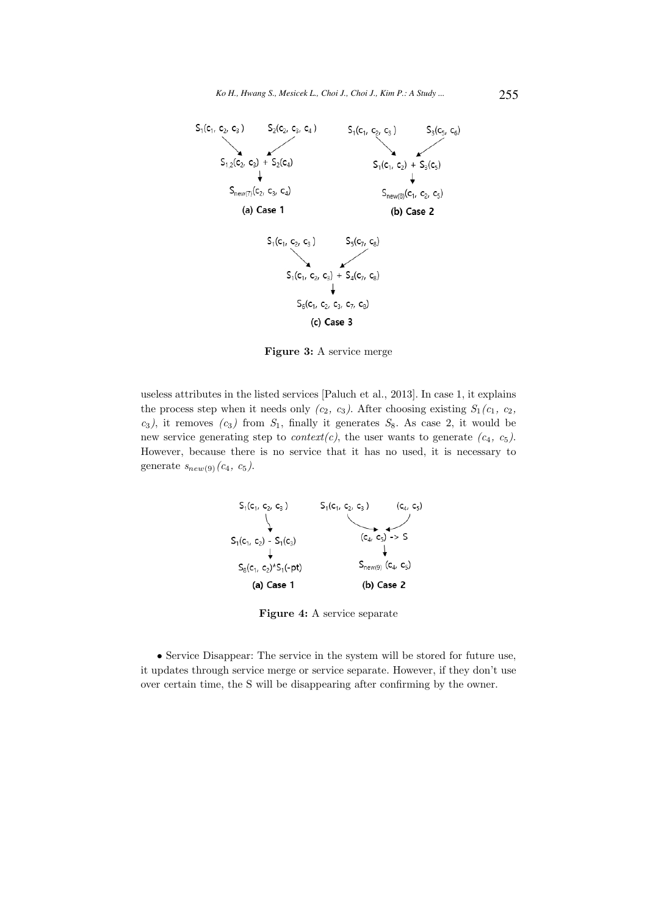$S_1(c_1, c_2, c_3)$ $S_2(c_2, c_3, c_4)$

$S_{1,2}(c_2, c_3) + S_2(c_4)$

$S_{new(7)}(c_2, c_3, c_4)$

**(a) Case 1**

$S_1(c_1, c_2, c_3)$ $S_3(c_5, c_6)$

$S_1(c_1, c_2) + S_3(c_5)$

$S_{new(8)}(c_1, c_2, c_5)$

**(b) Case 2**

$S_1(c_1, c_2, c_3)$ $S_3(c_7, c_8)$

$S_1(c_1, c_2, c_3) + S_4(c_7, c_8)$

$S_5(c_1, c_2, c_3, c_7, c_8)$

**(c) Case 3**

**Figure 3:** A service merge

useless attributes in the listed services [Paluch et al., 2013]. In case 1, it explains the process step when it needs only $(c_2, c_3)$. After choosing existing $S_1(c_1, c_2, c_3)$, it removes $(c_3)$ from $S_1$, finally it generates $S_8$. As case 2, it would be new service generating step to *context(c)*, the user wants to generate $(c_4, c_5)$. However, because there is no service that it has no used, it is necessary to generate $s_{new(9)}(c_4, c_5)$.

$S_1(c_1, c_2, c_3)$

$S_1(c_1, c_2) - S_1(c_3)$

$S_8(c_1, c_2)*S_1(\text{-pt})$

**(a) Case 1**

$S_1(c_1, c_2, c_3)$ $(c_4, c_5)$

$(c_4, c_5) \rightarrow S$

$S_{new(9)}(c_4, c_5)$

**(b) Case 2**

**Figure 4:** A service separate

- Service Disappear: The service in the system will be stored for future use, it updates through service merge or service separate. However, if they don't use over certain time, the S will be disappearing after confirming by the owner.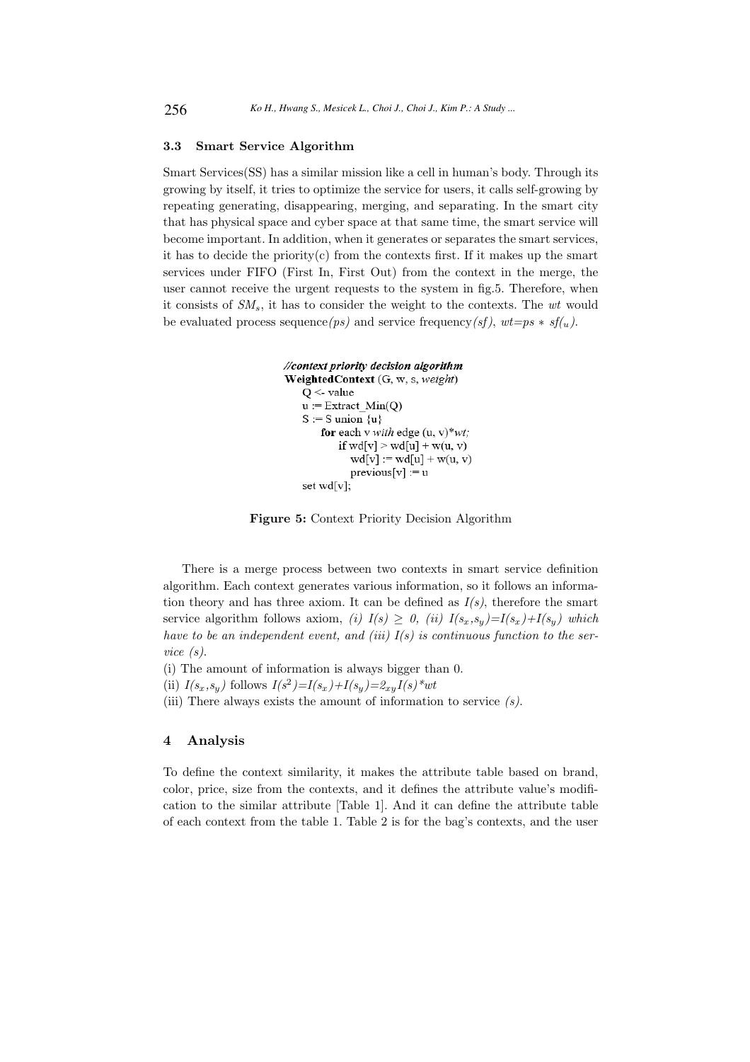### 3.3 Smart Service Algorithm

Smart Services(SS) has a similar mission like a cell in human's body. Through its growing by itself, it tries to optimize the service for users, it calls self-growing by repeating generating, disappearing, merging, and separating. In the smart city that has physical space and cyber space at that same time, the smart service will become important. In addition, when it generates or separates the smart services, it has to decide the priority(c) from the contexts first. If it makes up the smart services under FIFO (First In, First Out) from the context in the merge, the user cannot receive the urgent requests to the system in fig.5. Therefore, when it consists of $SM_s$, it has to consider the weight to the contexts. The *wt* would be evaluated process sequence*(ps)* and service frequency*(sf)*, $wt=ps * sf_{(u)}$.

```
//context priority decision algorithm
WeightedContext (G, w, s, weight)
    Q <- value
    u := Extract_Min(Q)
    S := S union {u}
        for each v with edge (u, v)*wt;
            if wd[v] > wd[u] + w(u, v)
                wd[v] := wd[u] + w(u, v)
                previous[v] := u
    set wd[v];
```

**Figure 5:** Context Priority Decision Algorithm

There is a merge process between two contexts in smart service definition algorithm. Each context generates various information, so it follows an information theory and has three axiom. It can be defined as *I(s)*, therefore the smart service algorithm follows axiom, *(i)* $I(s) \geq 0$, *(ii)* $I(s_x,s_y)=I(s_x)+I(s_y)$ *which have to be an independent event, and (iii) I(s) is continuous function to the service (s).*

(i) The amount of information is always bigger than 0.

(ii) $I(s_x,s_y)$ follows $I(s^2)=I(s_x)+I(s_y)=2_{xy}I(s)*wt$

(iii) There always exists the amount of information to service *(s)*.

## 4 Analysis

To define the context similarity, it makes the attribute table based on brand, color, price, size from the contexts, and it defines the attribute value's modification to the similar attribute [Table 1]. And it can define the attribute table of each context from the table 1. Table 2 is for the bag's contexts, and the user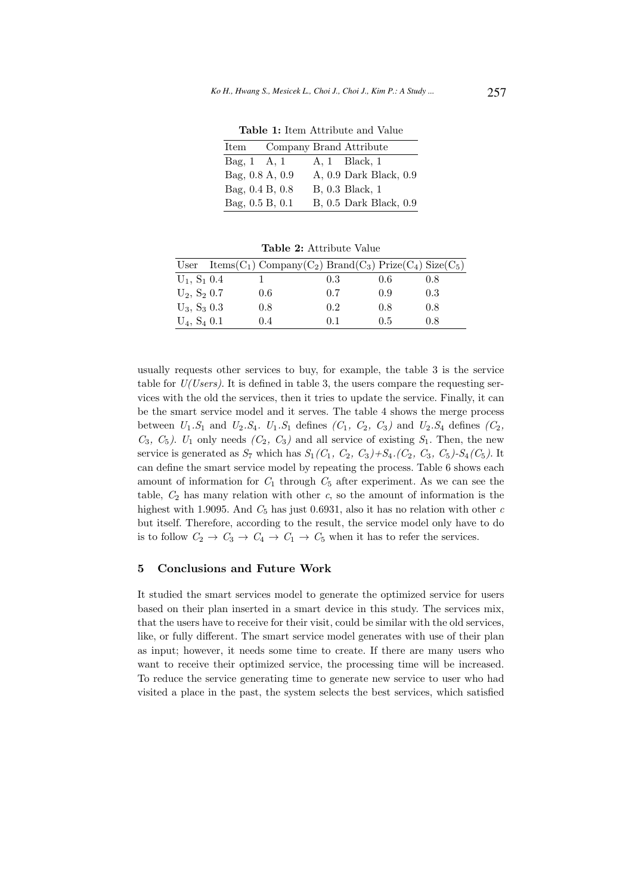**Table 1:** Item Attribute and Value

| Item | Company | Brand | Attribute |
|---|---|---|---|
| Bag, 1 | A, 1 | A, 1 | Black, 1 |
| Bag, 0.8 | A, 0.9 | A, 0.9 | Dark Black, 0.9 |
| Bag, 0.4 | B, 0.8 | B, 0.3 | Black, 1 |
| Bag, 0.5 | B, 0.1 | B, 0.5 | Dark Black, 0.9 |

**Table 2:** Attribute Value

| User | Items($C_1$) | Company($C_2$) | Brand($C_3$) | Prize($C_4$) | Size($C_5$) |
|---|---|---|---|---|---|
| $U_1$, $S_1$ | 0.4 | 1 | 0.3 | 0.6 | 0.8 |
| $U_2$, $S_2$ | 0.7 | 0.6 | 0.7 | 0.9 | 0.3 |
| $U_3$, $S_3$ | 0.3 | 0.8 | 0.2 | 0.8 | 0.8 |
| $U_4$, $S_4$ | 0.1 | 0.4 | 0.1 | 0.5 | 0.8 |

usually requests other services to buy, for example, the table 3 is the service table for *U(Users)*. It is defined in table 3, the users compare the requesting services with the old the services, then it tries to update the service. Finally, it can be the smart service model and it serves. The table 4 shows the merge process between $U_1.S_1$ and $U_2.S_4$. $U_1.S_1$ defines $(C_1, C_2, C_3)$ and $U_2.S_4$ defines $(C_2, C_3, C_5)$. $U_1$ only needs $(C_2, C_3)$ and all service of existing $S_1$. Then, the new service is generated as $S_7$ which has $S_1(C_1, C_2, C_3)+S_4.(C_2, C_3, C_5)\text{-}S_4(C_5)$. It can define the smart service model by repeating the process. Table 6 shows each amount of information for $C_1$ through $C_5$ after experiment. As we can see the table, $C_2$ has many relation with other $c$, so the amount of information is the highest with 1.9095. And $C_5$ has just 0.6931, also it has no relation with other $c$ but itself. Therefore, according to the result, the service model only have to do is to follow $C_2 \rightarrow C_3 \rightarrow C_4 \rightarrow C_1 \rightarrow C_5$ when it has to refer the services.

## 5 Conclusions and Future Work

It studied the smart services model to generate the optimized service for users based on their plan inserted in a smart device in this study. The services mix, that the users have to receive for their visit, could be similar with the old services, like, or fully different. The smart service model generates with use of their plan as input; however, it needs some time to create. If there are many users who want to receive their optimized service, the processing time will be increased. To reduce the service generating time to generate new service to user who had visited a place in the past, the system selects the best services, which satisfied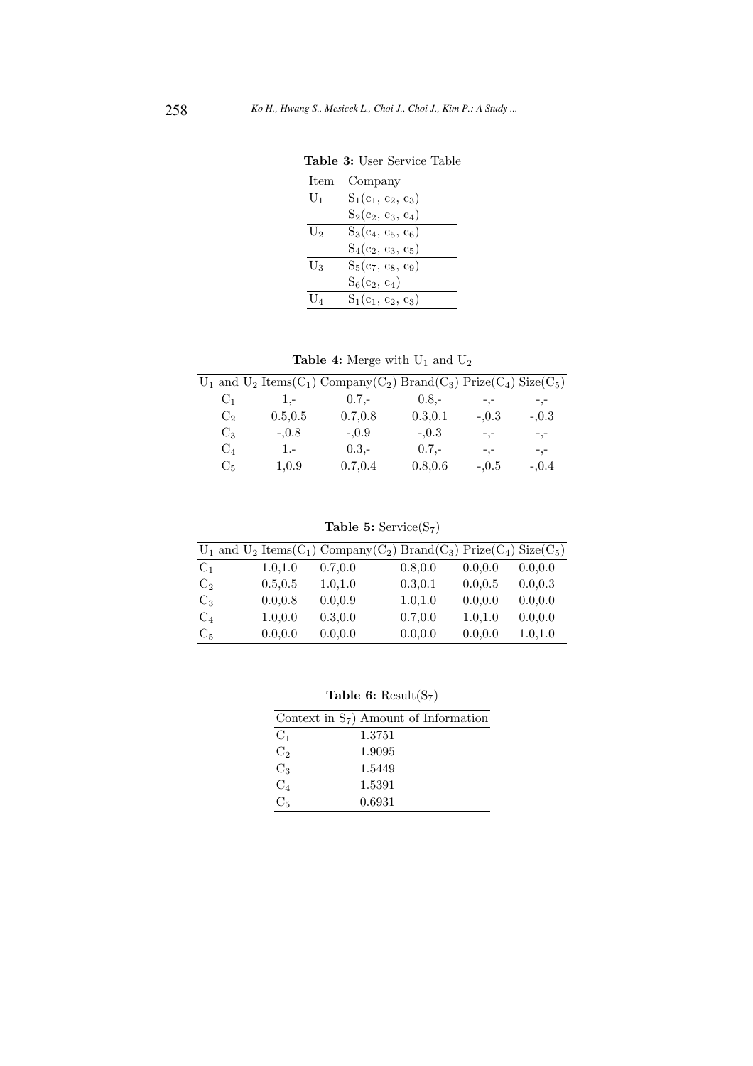**Table 3:** User Service Table

| Item | Company |
|---|---|
| $U_1$ | $S_1(c_1, c_2, c_3)$ |
| | $S_2(c_2, c_3, c_4)$ |
| $U_2$ | $S_3(c_4, c_5, c_6)$ |
| | $S_4(c_2, c_3, c_5)$ |
| $U_3$ | $S_5(c_7, c_8, c_9)$ |
| | $S_6(c_2, c_4)$ |
| $U_4$ | $S_1(c_1, c_2, c_3)$ |

**Table 4:** Merge with $U_1$ and $U_2$

| $U_1$ and $U_2$ | Items($C_1$) | Company($C_2$) | Brand($C_3$) | Prize($C_4$) | Size($C_5$) |
|---|---|---|---|---|---|
| $C_1$ | 1,- | 0.7,- | 0.8,- | -,- | -,- |
| $C_2$ | 0.5,0.5 | 0.7,0.8 | 0.3,0.1 | -,0.3 | -,0.3 |
| $C_3$ | -,0.8 | -,0.9 | -,0.3 | -,- | -,- |
| $C_4$ | 1.- | 0.3,- | 0.7,- | -,- | -,- |
| $C_5$ | 1,0.9 | 0.7,0.4 | 0.8,0.6 | -,0.5 | -,0.4 |

**Table 5:** Service($S_7$)

| $U_1$ and $U_2$ | Items($C_1$) | Company($C_2$) | Brand($C_3$) | Prize($C_4$) | Size($C_5$) |
|---|---|---|---|---|---|
| $C_1$ | 1.0,1.0 | 0.7,0.0 | 0.8,0.0 | 0.0,0.0 | 0.0,0.0 |
| $C_2$ | 0.5,0.5 | 1.0,1.0 | 0.3,0.1 | 0.0,0.5 | 0.0,0.3 |
| $C_3$ | 0.0,0.8 | 0.0,0.9 | 1.0,1.0 | 0.0,0.0 | 0.0,0.0 |
| $C_4$ | 1.0,0.0 | 0.3,0.0 | 0.7,0.0 | 1.0,1.0 | 0.0,0.0 |
| $C_5$ | 0.0,0.0 | 0.0,0.0 | 0.0,0.0 | 0.0,0.0 | 1.0,1.0 |

**Table 6:** Result($S_7$)

| Context in $S_7$) | Amount of Information |
|---|---|
| $C_1$ | 1.3751 |
| $C_2$ | 1.9095 |
| $C_3$ | 1.5449 |
| $C_4$ | 1.5391 |
| $C_5$ | 0.6931 |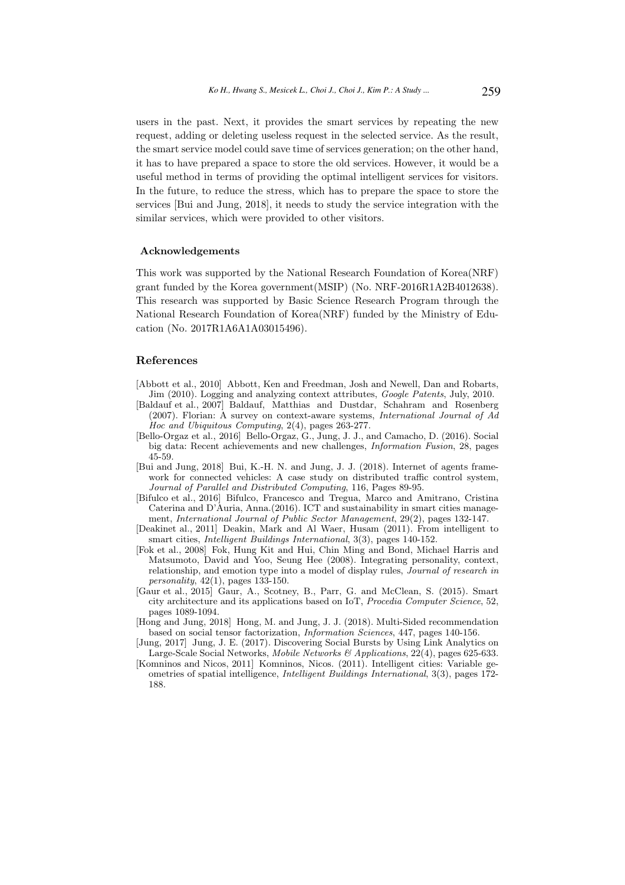users in the past. Next, it provides the smart services by repeating the new request, adding or deleting useless request in the selected service. As the result, the smart service model could save time of services generation; on the other hand, it has to have prepared a space to store the old services. However, it would be a useful method in terms of providing the optimal intelligent services for visitors. In the future, to reduce the stress, which has to prepare the space to store the services [Bui and Jung, 2018], it needs to study the service integration with the similar services, which were provided to other visitors.

### Acknowledgements

This work was supported by the National Research Foundation of Korea(NRF) grant funded by the Korea government(MSIP) (No. NRF-2016R1A2B4012638). This research was supported by Basic Science Research Program through the National Research Foundation of Korea(NRF) funded by the Ministry of Education (No. 2017R1A6A1A03015496).

## References

[Abbott et al., 2010] Abbott, Ken and Freedman, Josh and Newell, Dan and Robarts, Jim (2010). Logging and analyzing context attributes, *Google Patents*, July, 2010.

[Baldauf et al., 2007] Baldauf, Matthias and Dustdar, Schahram and Rosenberg (2007). Florian: A survey on context-aware systems, *International Journal of Ad Hoc and Ubiquitous Computing*, 2(4), pages 263-277.

[Bello-Orgaz et al., 2016] Bello-Orgaz, G., Jung, J. J., and Camacho, D. (2016). Social big data: Recent achievements and new challenges, *Information Fusion*, 28, pages 45-59.

[Bui and Jung, 2018] Bui, K.-H. N. and Jung, J. J. (2018). Internet of agents framework for connected vehicles: A case study on distributed traffic control system, *Journal of Parallel and Distributed Computing*, 116, Pages 89-95.

[Bifulco et al., 2016] Bifulco, Francesco and Tregua, Marco and Amitrano, Cristina Caterina and D'Auria, Anna.(2016). ICT and sustainability in smart cities management, *International Journal of Public Sector Management*, 29(2), pages 132-147.

[Deakinet al., 2011] Deakin, Mark and Al Waer, Husam (2011). From intelligent to smart cities, *Intelligent Buildings International*, 3(3), pages 140-152.

[Fok et al., 2008] Fok, Hung Kit and Hui, Chin Ming and Bond, Michael Harris and Matsumoto, David and Yoo, Seung Hee (2008). Integrating personality, context, relationship, and emotion type into a model of display rules, *Journal of research in personality*, 42(1), pages 133-150.

[Gaur et al., 2015] Gaur, A., Scotney, B., Parr, G. and McClean, S. (2015). Smart city architecture and its applications based on IoT, *Procedia Computer Science*, 52, pages 1089-1094.

[Hong and Jung, 2018] Hong, M. and Jung, J. J. (2018). Multi-Sided recommendation based on social tensor factorization, *Information Sciences*, 447, pages 140-156.

[Jung, 2017] Jung, J. E. (2017). Discovering Social Bursts by Using Link Analytics on Large-Scale Social Networks, *Mobile Networks & Applications*, 22(4), pages 625-633.

[Komninos and Nicos, 2011] Komninos, Nicos. (2011). Intelligent cities: Variable geometries of spatial intelligence, *Intelligent Buildings International*, 3(3), pages 172-188.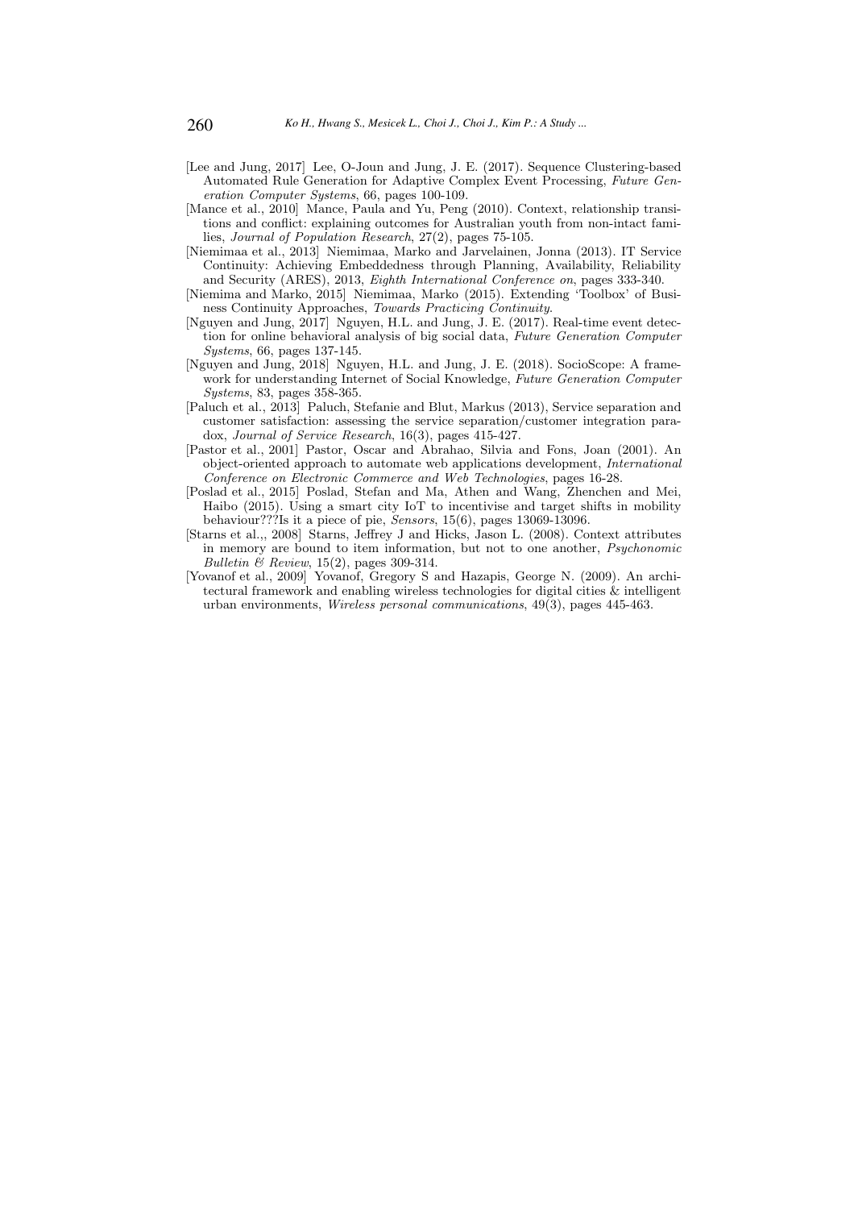[Lee and Jung, 2017] Lee, O-Joun and Jung, J. E. (2017). Sequence Clustering-based Automated Rule Generation for Adaptive Complex Event Processing, *Future Generation Computer Systems*, 66, pages 100-109.

[Mance et al., 2010] Mance, Paula and Yu, Peng (2010). Context, relationship transitions and conflict: explaining outcomes for Australian youth from non-intact families, *Journal of Population Research*, 27(2), pages 75-105.

[Niemimaa et al., 2013] Niemimaa, Marko and Jarvelainen, Jonna (2013). IT Service Continuity: Achieving Embeddedness through Planning, Availability, Reliability and Security (ARES), 2013, *Eighth International Conference on*, pages 333-340.

[Niemima and Marko, 2015] Niemimaa, Marko (2015). Extending 'Toolbox' of Business Continuity Approaches, *Towards Practicing Continuity*.

[Nguyen and Jung, 2017] Nguyen, H.L. and Jung, J. E. (2017). Real-time event detection for online behavioral analysis of big social data, *Future Generation Computer Systems*, 66, pages 137-145.

[Nguyen and Jung, 2018] Nguyen, H.L. and Jung, J. E. (2018). SocioScope: A framework for understanding Internet of Social Knowledge, *Future Generation Computer Systems*, 83, pages 358-365.

[Paluch et al., 2013] Paluch, Stefanie and Blut, Markus (2013), Service separation and customer satisfaction: assessing the service separation/customer integration paradox, *Journal of Service Research*, 16(3), pages 415-427.

[Pastor et al., 2001] Pastor, Oscar and Abrahao, Silvia and Fons, Joan (2001). An object-oriented approach to automate web applications development, *International Conference on Electronic Commerce and Web Technologies*, pages 16-28.

[Poslad et al., 2015] Poslad, Stefan and Ma, Athen and Wang, Zhenchen and Mei, Haibo (2015). Using a smart city IoT to incentivise and target shifts in mobility behaviour???Is it a piece of pie, *Sensors*, 15(6), pages 13069-13096.

[Starns et al.,, 2008] Starns, Jeffrey J and Hicks, Jason L. (2008). Context attributes in memory are bound to item information, but not to one another, *Psychonomic Bulletin & Review*, 15(2), pages 309-314.

[Yovanof et al., 2009] Yovanof, Gregory S and Hazapis, George N. (2009). An architectural framework and enabling wireless technologies for digital cities & intelligent urban environments, *Wireless personal communications*, 49(3), pages 445-463.